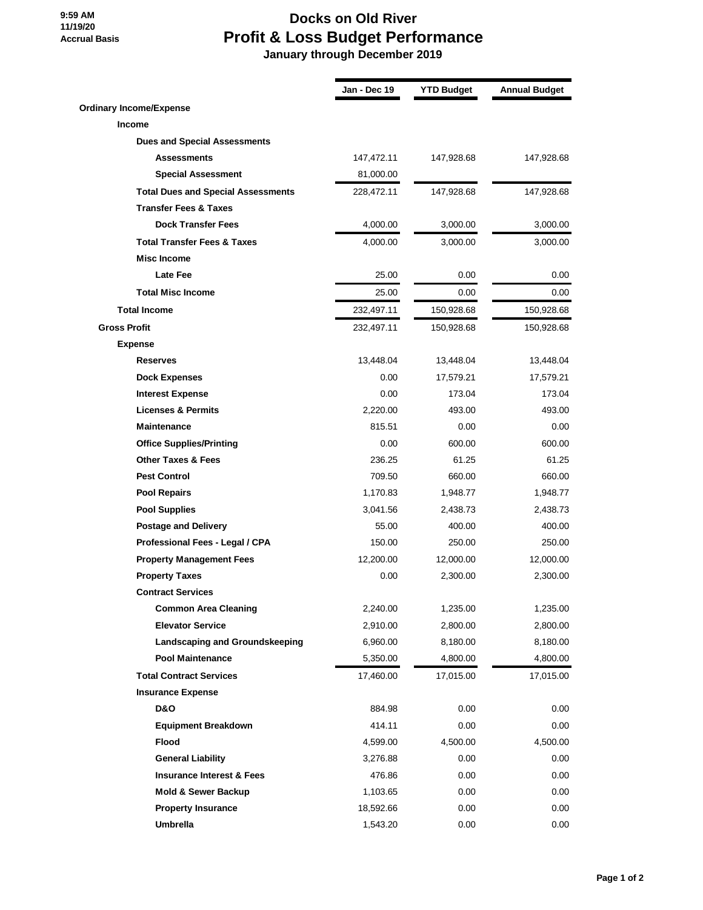9:59 AM
11/19/20
Accrual Basis

# Docks on Old River
## Profit & Loss Budget Performance
### January through December 2019

| | Jan - Dec 19 | YTD Budget | Annual Budget |
|---|---|---|---|
| **Ordinary Income/Expense** | | | |
| **Income** | | | |
| **Dues and Special Assessments** | | | |
| **Assessments** | 147,472.11 | 147,928.68 | 147,928.68 |
| **Special Assessment** | 81,000.00 | | |
| **Total Dues and Special Assessments** | 228,472.11 | 147,928.68 | 147,928.68 |
| **Transfer Fees & Taxes** | | | |
| **Dock Transfer Fees** | 4,000.00 | 3,000.00 | 3,000.00 |
| **Total Transfer Fees & Taxes** | 4,000.00 | 3,000.00 | 3,000.00 |
| **Misc Income** | | | |
| **Late Fee** | 25.00 | 0.00 | 0.00 |
| **Total Misc Income** | 25.00 | 0.00 | 0.00 |
| **Total Income** | 232,497.11 | 150,928.68 | 150,928.68 |
| **Gross Profit** | 232,497.11 | 150,928.68 | 150,928.68 |
| **Expense** | | | |
| **Reserves** | 13,448.04 | 13,448.04 | 13,448.04 |
| **Dock Expenses** | 0.00 | 17,579.21 | 17,579.21 |
| **Interest Expense** | 0.00 | 173.04 | 173.04 |
| **Licenses & Permits** | 2,220.00 | 493.00 | 493.00 |
| **Maintenance** | 815.51 | 0.00 | 0.00 |
| **Office Supplies/Printing** | 0.00 | 600.00 | 600.00 |
| **Other Taxes & Fees** | 236.25 | 61.25 | 61.25 |
| **Pest Control** | 709.50 | 660.00 | 660.00 |
| **Pool Repairs** | 1,170.83 | 1,948.77 | 1,948.77 |
| **Pool Supplies** | 3,041.56 | 2,438.73 | 2,438.73 |
| **Postage and Delivery** | 55.00 | 400.00 | 400.00 |
| **Professional Fees - Legal / CPA** | 150.00 | 250.00 | 250.00 |
| **Property Management Fees** | 12,200.00 | 12,000.00 | 12,000.00 |
| **Property Taxes** | 0.00 | 2,300.00 | 2,300.00 |
| **Contract Services** | | | |
| **Common Area Cleaning** | 2,240.00 | 1,235.00 | 1,235.00 |
| **Elevator Service** | 2,910.00 | 2,800.00 | 2,800.00 |
| **Landscaping and Groundskeeping** | 6,960.00 | 8,180.00 | 8,180.00 |
| **Pool Maintenance** | 5,350.00 | 4,800.00 | 4,800.00 |
| **Total Contract Services** | 17,460.00 | 17,015.00 | 17,015.00 |
| **Insurance Expense** | | | |
| **D&O** | 884.98 | 0.00 | 0.00 |
| **Equipment Breakdown** | 414.11 | 0.00 | 0.00 |
| **Flood** | 4,599.00 | 4,500.00 | 4,500.00 |
| **General Liability** | 3,276.88 | 0.00 | 0.00 |
| **Insurance Interest & Fees** | 476.86 | 0.00 | 0.00 |
| **Mold & Sewer Backup** | 1,103.65 | 0.00 | 0.00 |
| **Property Insurance** | 18,592.66 | 0.00 | 0.00 |
| **Umbrella** | 1,543.20 | 0.00 | 0.00 |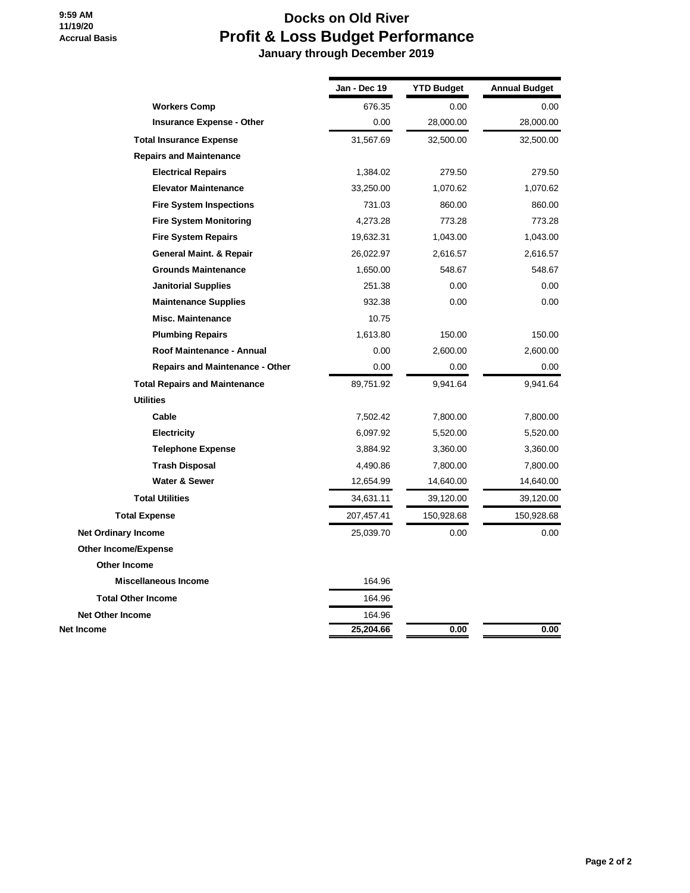# Docks on Old River
## Profit & Loss Budget Performance
### January through December 2019

9:59 AM
11/19/20
Accrual Basis

| | Jan - Dec 19 | YTD Budget | Annual Budget |
|---|---|---|---|
| **Workers Comp** | 676.35 | 0.00 | 0.00 |
| **Insurance Expense - Other** | 0.00 | 28,000.00 | 28,000.00 |
| **Total Insurance Expense** | 31,567.69 | 32,500.00 | 32,500.00 |
| **Repairs and Maintenance** | | | |
| **Electrical Repairs** | 1,384.02 | 279.50 | 279.50 |
| **Elevator Maintenance** | 33,250.00 | 1,070.62 | 1,070.62 |
| **Fire System Inspections** | 731.03 | 860.00 | 860.00 |
| **Fire System Monitoring** | 4,273.28 | 773.28 | 773.28 |
| **Fire System Repairs** | 19,632.31 | 1,043.00 | 1,043.00 |
| **General Maint. & Repair** | 26,022.97 | 2,616.57 | 2,616.57 |
| **Grounds Maintenance** | 1,650.00 | 548.67 | 548.67 |
| **Janitorial Supplies** | 251.38 | 0.00 | 0.00 |
| **Maintenance Supplies** | 932.38 | 0.00 | 0.00 |
| **Misc. Maintenance** | 10.75 | | |
| **Plumbing Repairs** | 1,613.80 | 150.00 | 150.00 |
| **Roof Maintenance - Annual** | 0.00 | 2,600.00 | 2,600.00 |
| **Repairs and Maintenance - Other** | 0.00 | 0.00 | 0.00 |
| **Total Repairs and Maintenance** | 89,751.92 | 9,941.64 | 9,941.64 |
| **Utilities** | | | |
| **Cable** | 7,502.42 | 7,800.00 | 7,800.00 |
| **Electricity** | 6,097.92 | 5,520.00 | 5,520.00 |
| **Telephone Expense** | 3,884.92 | 3,360.00 | 3,360.00 |
| **Trash Disposal** | 4,490.86 | 7,800.00 | 7,800.00 |
| **Water & Sewer** | 12,654.99 | 14,640.00 | 14,640.00 |
| **Total Utilities** | 34,631.11 | 39,120.00 | 39,120.00 |
| **Total Expense** | 207,457.41 | 150,928.68 | 150,928.68 |
| **Net Ordinary Income** | 25,039.70 | 0.00 | 0.00 |
| **Other Income/Expense** | | | |
| **Other Income** | | | |
| **Miscellaneous Income** | 164.96 | | |
| **Total Other Income** | 164.96 | | |
| **Net Other Income** | 164.96 | | |
| **Net Income** | **25,204.66** | **0.00** | **0.00** |